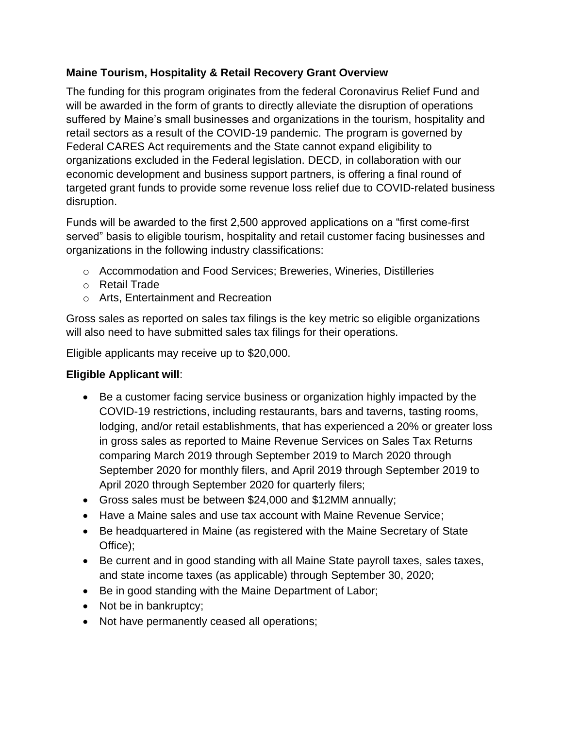**Maine Tourism, Hospitality & Retail Recovery Grant Overview**

The funding for this program originates from the federal Coronavirus Relief Fund and will be awarded in the form of grants to directly alleviate the disruption of operations suffered by Maine's small businesses and organizations in the tourism, hospitality and retail sectors as a result of the COVID-19 pandemic. The program is governed by Federal CARES Act requirements and the State cannot expand eligibility to organizations excluded in the Federal legislation. DECD, in collaboration with our economic development and business support partners, is offering a final round of targeted grant funds to provide some revenue loss relief due to COVID-related business disruption.

Funds will be awarded to the first 2,500 approved applications on a "first come-first served" basis to eligible tourism, hospitality and retail customer facing businesses and organizations in the following industry classifications:

- Accommodation and Food Services; Breweries, Wineries, Distilleries
- Retail Trade
- Arts, Entertainment and Recreation

Gross sales as reported on sales tax filings is the key metric so eligible organizations will also need to have submitted sales tax filings for their operations.

Eligible applicants may receive up to $20,000.

**Eligible Applicant will**:

- Be a customer facing service business or organization highly impacted by the COVID-19 restrictions, including restaurants, bars and taverns, tasting rooms, lodging, and/or retail establishments, that has experienced a 20% or greater loss in gross sales as reported to Maine Revenue Services on Sales Tax Returns comparing March 2019 through September 2019 to March 2020 through September 2020 for monthly filers, and April 2019 through September 2019 to April 2020 through September 2020 for quarterly filers;
- Gross sales must be between $24,000 and $12MM annually;
- Have a Maine sales and use tax account with Maine Revenue Service;
- Be headquartered in Maine (as registered with the Maine Secretary of State Office);
- Be current and in good standing with all Maine State payroll taxes, sales taxes, and state income taxes (as applicable) through September 30, 2020;
- Be in good standing with the Maine Department of Labor;
- Not be in bankruptcy;
- Not have permanently ceased all operations;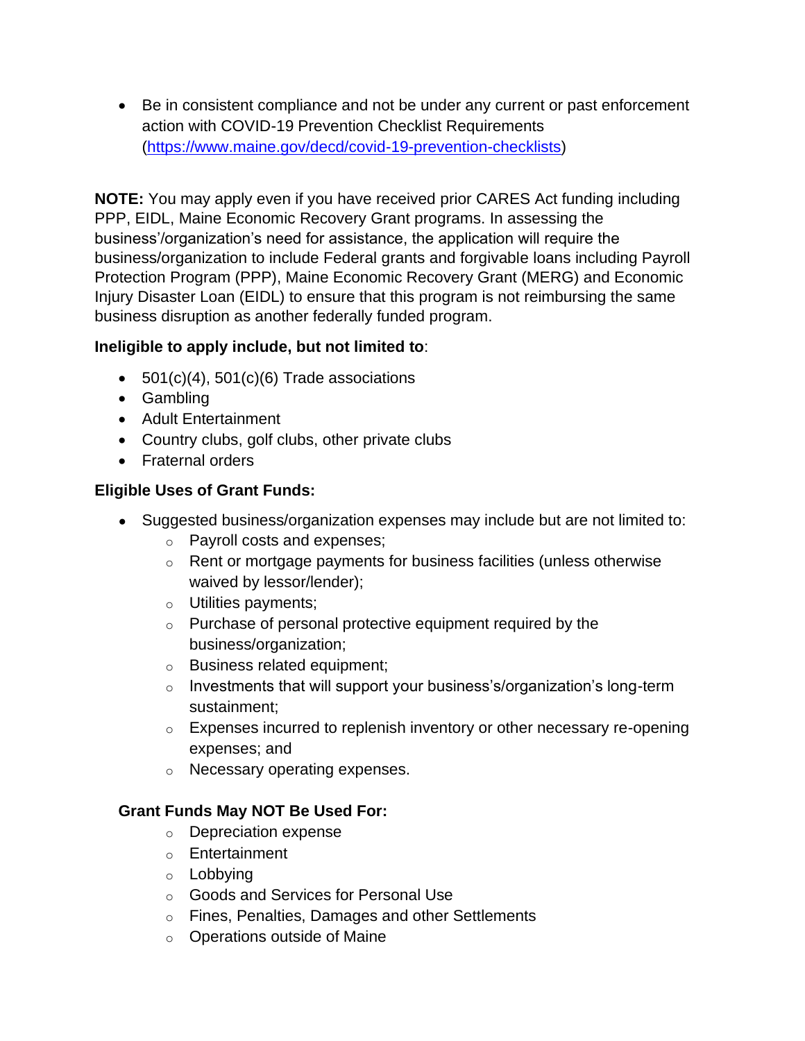- Be in consistent compliance and not be under any current or past enforcement action with COVID-19 Prevention Checklist Requirements (https://www.maine.gov/decd/covid-19-prevention-checklists)

**NOTE:** You may apply even if you have received prior CARES Act funding including PPP, EIDL, Maine Economic Recovery Grant programs. In assessing the business'/organization's need for assistance, the application will require the business/organization to include Federal grants and forgivable loans including Payroll Protection Program (PPP), Maine Economic Recovery Grant (MERG) and Economic Injury Disaster Loan (EIDL) to ensure that this program is not reimbursing the same business disruption as another federally funded program.

**Ineligible to apply include, but not limited to**:

- 501(c)(4), 501(c)(6) Trade associations
- Gambling
- Adult Entertainment
- Country clubs, golf clubs, other private clubs
- Fraternal orders

**Eligible Uses of Grant Funds:**

- Suggested business/organization expenses may include but are not limited to:
  - Payroll costs and expenses;
  - Rent or mortgage payments for business facilities (unless otherwise waived by lessor/lender);
  - Utilities payments;
  - Purchase of personal protective equipment required by the business/organization;
  - Business related equipment;
  - Investments that will support your business's/organization's long-term sustainment;
  - Expenses incurred to replenish inventory or other necessary re-opening expenses; and
  - Necessary operating expenses.

**Grant Funds May NOT Be Used For:**

- Depreciation expense
- Entertainment
- Lobbying
- Goods and Services for Personal Use
- Fines, Penalties, Damages and other Settlements
- Operations outside of Maine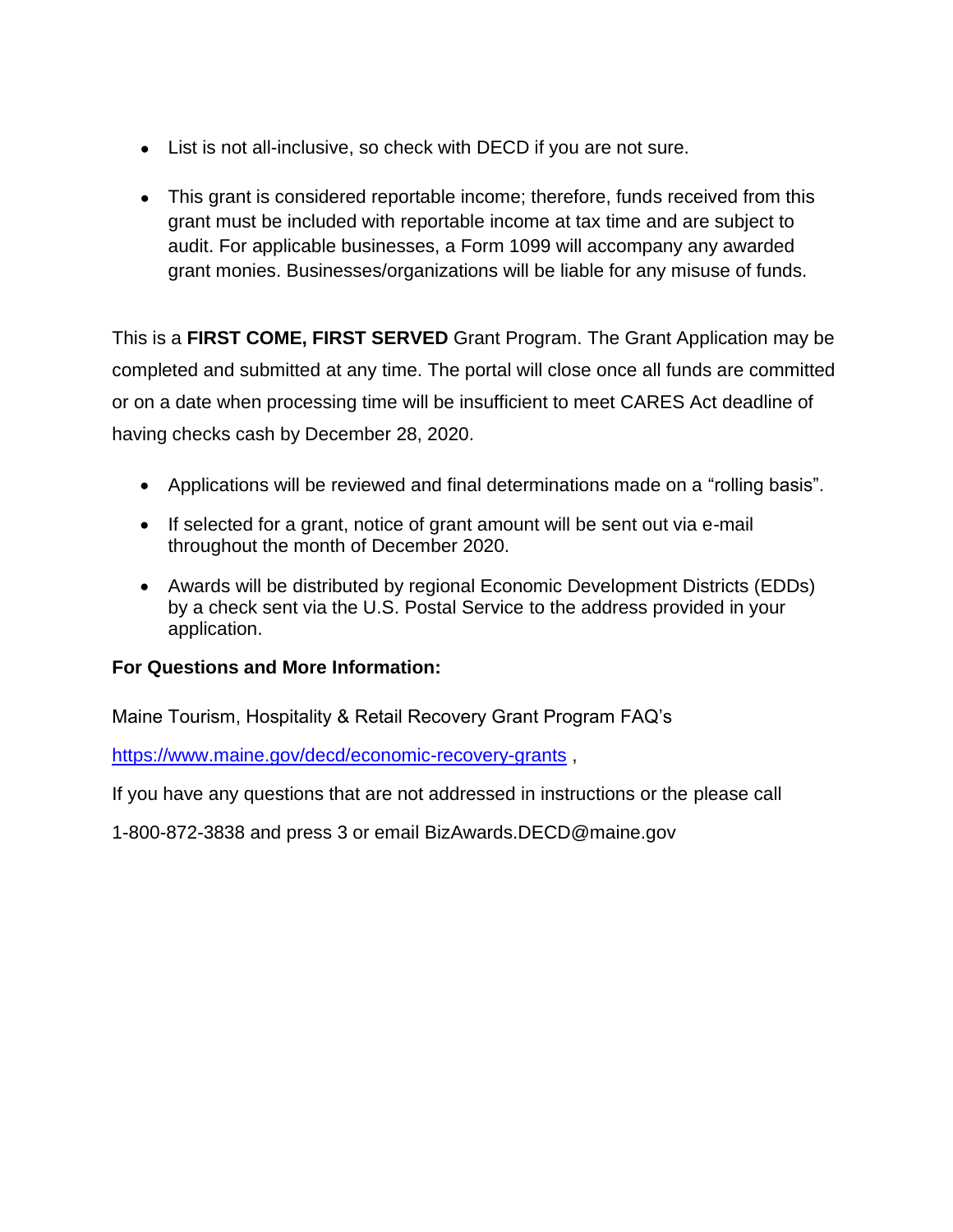- List is not all-inclusive, so check with DECD if you are not sure.
- This grant is considered reportable income; therefore, funds received from this grant must be included with reportable income at tax time and are subject to audit. For applicable businesses, a Form 1099 will accompany any awarded grant monies. Businesses/organizations will be liable for any misuse of funds.

This is a **FIRST COME, FIRST SERVED** Grant Program. The Grant Application may be completed and submitted at any time. The portal will close once all funds are committed or on a date when processing time will be insufficient to meet CARES Act deadline of having checks cash by December 28, 2020.

- Applications will be reviewed and final determinations made on a "rolling basis".
- If selected for a grant, notice of grant amount will be sent out via e-mail throughout the month of December 2020.
- Awards will be distributed by regional Economic Development Districts (EDDs) by a check sent via the U.S. Postal Service to the address provided in your application.

**For Questions and More Information:**

Maine Tourism, Hospitality & Retail Recovery Grant Program FAQ's

[https://www.maine.gov/decd/economic-recovery-grants](https://www.maine.gov/decd/economic-recovery-grants) ,

If you have any questions that are not addressed in instructions or the please call

1-800-872-3838 and press 3 or email BizAwards.DECD@maine.gov